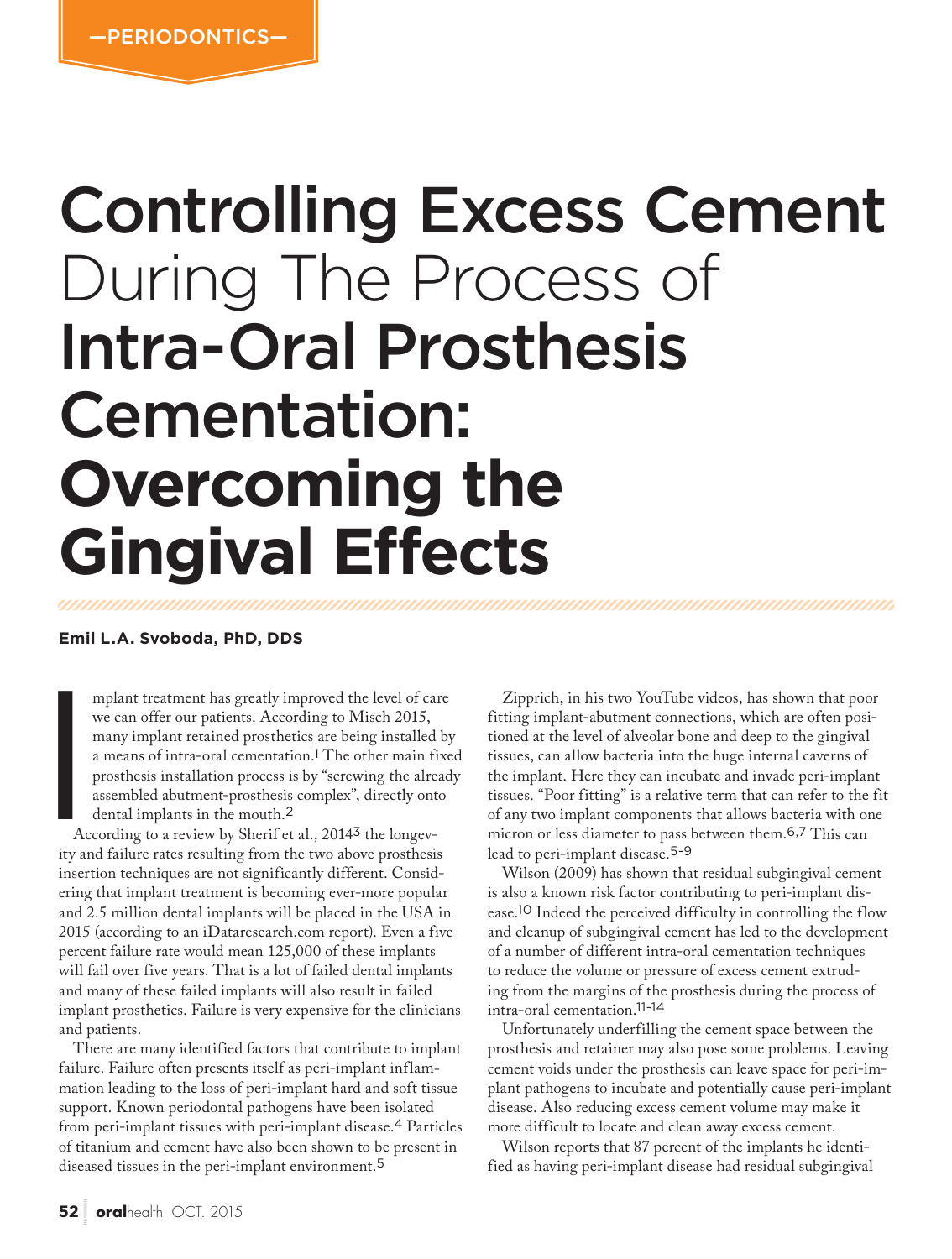—PERIODONTICS—

# Controlling Excess Cement During The Process of Intra-Oral Prosthesis Cementation: Overcoming the Gingival Effects

**Emil L.A. Svoboda, PhD, DDS**

Implant treatment has greatly improved the level of care we can offer our patients. According to Misch 2015, many implant retained prosthetics are being installed by a means of intra-oral cementation.[1] The other main fixed prosthesis installation process is by "screwing the already assembled abutment-prosthesis complex", directly onto dental implants in the mouth.[2]

According to a review by Sherif et al., 2014[3] the longevity and failure rates resulting from the two above prosthesis insertion techniques are not significantly different. Considering that implant treatment is becoming ever-more popular and 2.5 million dental implants will be placed in the USA in 2015 (according to an iDataresearch.com report). Even a five percent failure rate would mean 125,000 of these implants will fail over five years. That is a lot of failed dental implants and many of these failed implants will also result in failed implant prosthetics. Failure is very expensive for the clinicians and patients.

There are many identified factors that contribute to implant failure. Failure often presents itself as peri-implant inflammation leading to the loss of peri-implant hard and soft tissue support. Known periodontal pathogens have been isolated from peri-implant tissues with peri-implant disease.[4] Particles of titanium and cement have also been shown to be present in diseased tissues in the peri-implant environment.[5]

Zipprich, in his two YouTube videos, has shown that poor fitting implant-abutment connections, which are often positioned at the level of alveolar bone and deep to the gingival tissues, can allow bacteria into the huge internal caverns of the implant. Here they can incubate and invade peri-implant tissues. "Poor fitting" is a relative term that can refer to the fit of any two implant components that allows bacteria with one micron or less diameter to pass between them.[6,7] This can lead to peri-implant disease.[5-9]

Wilson (2009) has shown that residual subgingival cement is also a known risk factor contributing to peri-implant disease.[10] Indeed the perceived difficulty in controlling the flow and cleanup of subgingival cement has led to the development of a number of different intra-oral cementation techniques to reduce the volume or pressure of excess cement extruding from the margins of the prosthesis during the process of intra-oral cementation.[11-14]

Unfortunately underfilling the cement space between the prosthesis and retainer may also pose some problems. Leaving cement voids under the prosthesis can leave space for peri-implant pathogens to incubate and potentially cause peri-implant disease. Also reducing excess cement volume may make it more difficult to locate and clean away excess cement.

Wilson reports that 87 percent of the implants he identified as having peri-implant disease had residual subgingival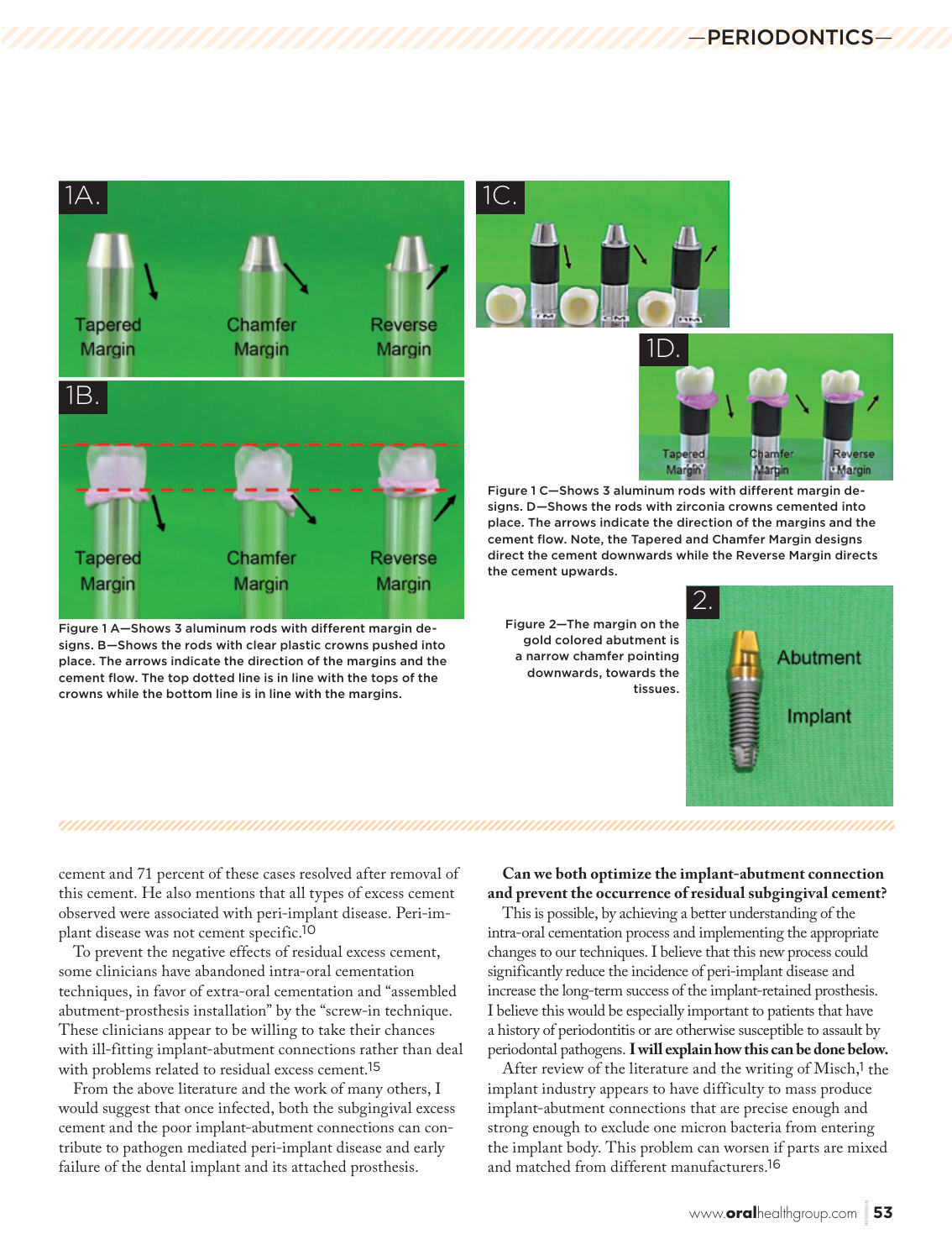Figure 1 A—Shows 3 aluminum rods with different margin designs. B—Shows the rods with clear plastic crowns pushed into place. The arrows indicate the direction of the margins and the cement flow. The top dotted line is in line with the tops of the crowns while the bottom line is in line with the margins.

Figure 1 C—Shows 3 aluminum rods with different margin designs. D—Shows the rods with zirconia crowns cemented into place. The arrows indicate the direction of the margins and the cement flow. Note, the Tapered and Chamfer Margin designs direct the cement downwards while the Reverse Margin directs the cement upwards.

Figure 2—The margin on the gold colored abutment is a narrow chamfer pointing downwards, towards the tissues.

cement and 71 percent of these cases resolved after removal of this cement. He also mentions that all types of excess cement observed were associated with peri-implant disease. Peri-implant disease was not cement specific.[10]

To prevent the negative effects of residual excess cement, some clinicians have abandoned intra-oral cementation techniques, in favor of extra-oral cementation and "assembled abutment-prosthesis installation" by the "screw-in technique. These clinicians appear to be willing to take their chances with ill-fitting implant-abutment connections rather than deal with problems related to residual excess cement.[15]

From the above literature and the work of many others, I would suggest that once infected, both the subgingival excess cement and the poor implant-abutment connections can contribute to pathogen mediated peri-implant disease and early failure of the dental implant and its attached prosthesis.

**Can we both optimize the implant-abutment connection and prevent the occurrence of residual subgingival cement?**

This is possible, by achieving a better understanding of the intra-oral cementation process and implementing the appropriate changes to our techniques. I believe that this new process could significantly reduce the incidence of peri-implant disease and increase the long-term success of the implant-retained prosthesis. I believe this would be especially important to patients that have a history of periodontitis or are otherwise susceptible to assault by periodontal pathogens. **I will explain how this can be done below.**

After review of the literature and the writing of Misch,[1] the implant industry appears to have difficulty to mass produce implant-abutment connections that are precise enough and strong enough to exclude one micron bacteria from entering the implant body. This problem can worsen if parts are mixed and matched from different manufacturers.[16]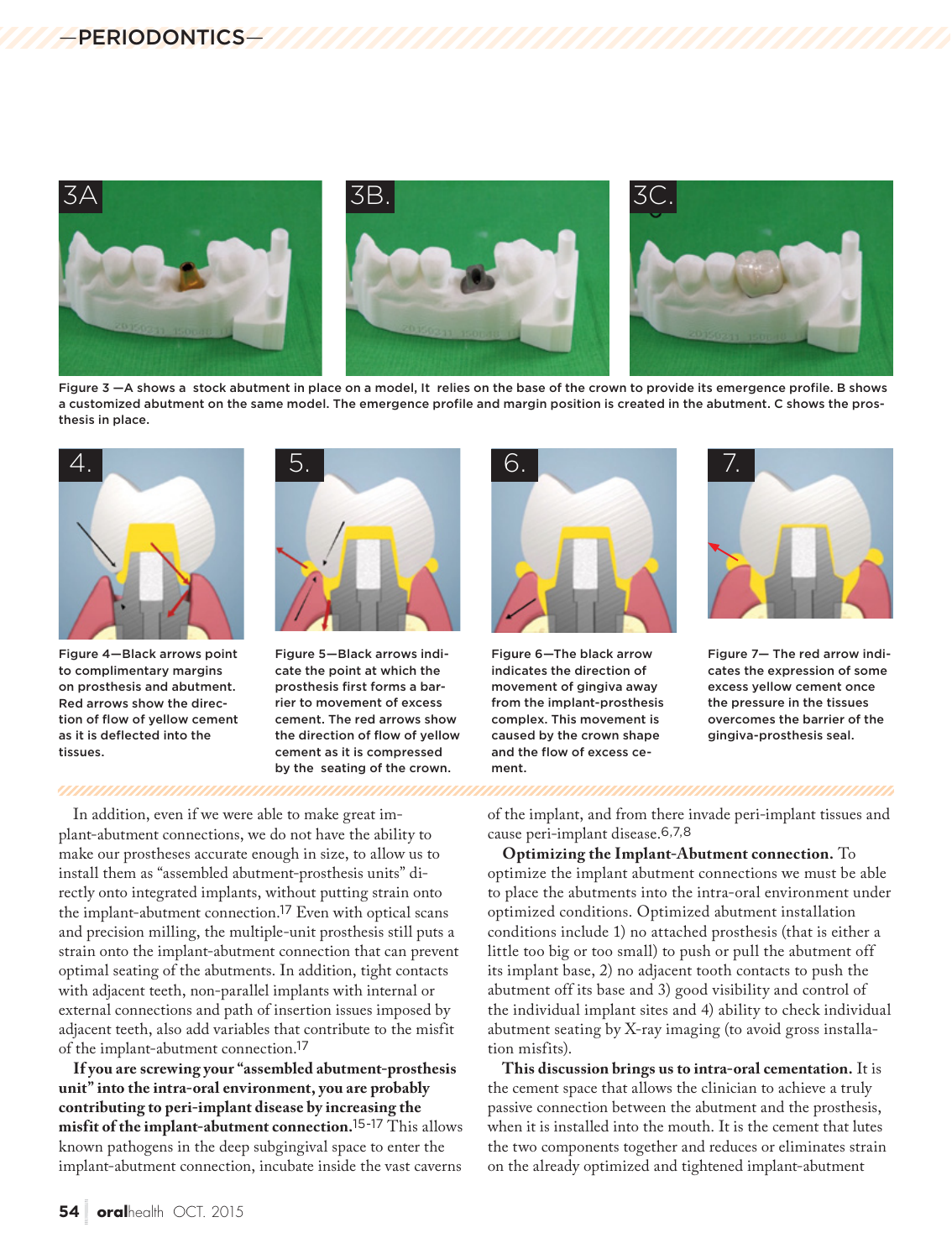Figure 3 —A shows a stock abutment in place on a model, It relies on the base of the crown to provide its emergence profile. B shows a customized abutment on the same model. The emergence profile and margin position is created in the abutment. C shows the prosthesis in place.

Figure 4—Black arrows point to complimentary margins on prosthesis and abutment. Red arrows show the direction of flow of yellow cement as it is deflected into the tissues.

Figure 5—Black arrows indicate the point at which the prosthesis first forms a barrier to movement of excess cement. The red arrows show the direction of flow of yellow cement as it is compressed by the seating of the crown.

Figure 6—The black arrow indicates the direction of movement of gingiva away from the implant-prosthesis complex. This movement is caused by the crown shape and the flow of excess cement.

Figure 7— The red arrow indicates the expression of some excess yellow cement once the pressure in the tissues overcomes the barrier of the gingiva-prosthesis seal.

In addition, even if we were able to make great implant-abutment connections, we do not have the ability to make our prostheses accurate enough in size, to allow us to install them as "assembled abutment-prosthesis units" directly onto integrated implants, without putting strain onto the implant-abutment connection.[17] Even with optical scans and precision milling, the multiple-unit prosthesis still puts a strain onto the implant-abutment connection that can prevent optimal seating of the abutments. In addition, tight contacts with adjacent teeth, non-parallel implants with internal or external connections and path of insertion issues imposed by adjacent teeth, also add variables that contribute to the misfit of the implant-abutment connection.[17]

**If you are screwing your "assembled abutment-prosthesis unit" into the intra-oral environment, you are probably contributing to peri-implant disease by increasing the misfit of the implant-abutment connection.**[15-17] This allows known pathogens in the deep subgingival space to enter the implant-abutment connection, incubate inside the vast caverns of the implant, and from there invade peri-implant tissues and cause peri-implant disease.[6,7,8]

**Optimizing the Implant-Abutment connection.** To optimize the implant abutment connections we must be able to place the abutments into the intra-oral environment under optimized conditions. Optimized abutment installation conditions include 1) no attached prosthesis (that is either a little too big or too small) to push or pull the abutment off its implant base, 2) no adjacent tooth contacts to push the abutment off its base and 3) good visibility and control of the individual implant sites and 4) ability to check individual abutment seating by X-ray imaging (to avoid gross installation misfits).

**This discussion brings us to intra-oral cementation.** It is the cement space that allows the clinician to achieve a truly passive connection between the abutment and the prosthesis, when it is installed into the mouth. It is the cement that lutes the two components together and reduces or eliminates strain on the already optimized and tightened implant-abutment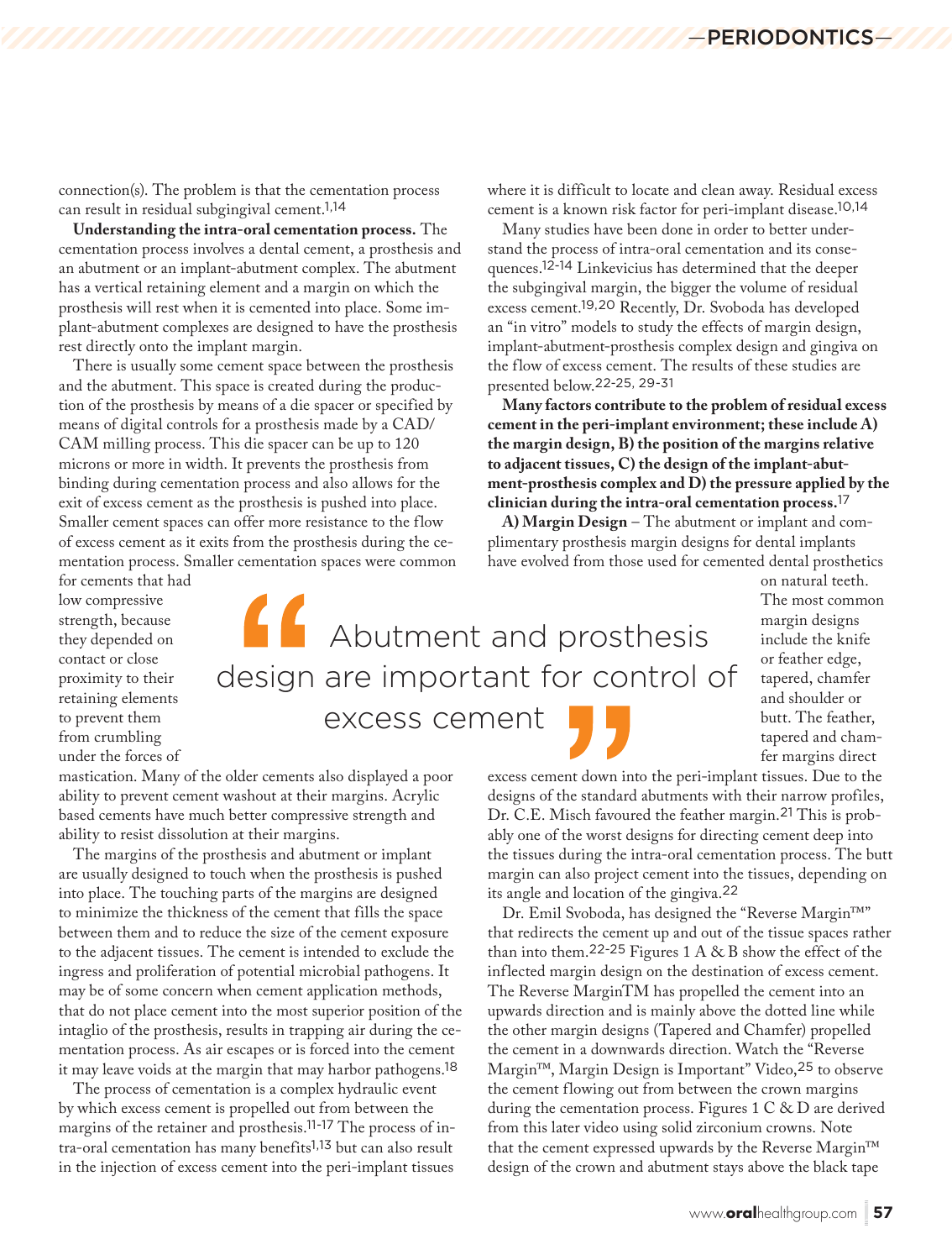connection(s). The problem is that the cementation process can result in residual subgingival cement.[1,14]

**Understanding the intra-oral cementation process.** The cementation process involves a dental cement, a prosthesis and an abutment or an implant-abutment complex. The abutment has a vertical retaining element and a margin on which the prosthesis will rest when it is cemented into place. Some implant-abutment complexes are designed to have the prosthesis rest directly onto the implant margin.

There is usually some cement space between the prosthesis and the abutment. This space is created during the production of the prosthesis by means of a die spacer or specified by means of digital controls for a prosthesis made by a CAD/CAM milling process. This die spacer can be up to 120 microns or more in width. It prevents the prosthesis from binding during cementation process and also allows for the exit of excess cement as the prosthesis is pushed into place. Smaller cement spaces can offer more resistance to the flow of excess cement as it exits from the prosthesis during the cementation process. Smaller cementation spaces were common for cements that had low compressive strength, because they depended on contact or close proximity to their retaining elements to prevent them from crumbling under the forces of mastication. Many of the older cements also displayed a poor ability to prevent cement washout at their margins. Acrylic based cements have much better compressive strength and ability to resist dissolution at their margins.

> "Abutment and prosthesis design are important for control of excess cement"

The margins of the prosthesis and abutment or implant are usually designed to touch when the prosthesis is pushed into place. The touching parts of the margins are designed to minimize the thickness of the cement that fills the space between them and to reduce the size of the cement exposure to the adjacent tissues. The cement is intended to exclude the ingress and proliferation of potential microbial pathogens. It may be of some concern when cement application methods, that do not place cement into the most superior position of the intaglio of the prosthesis, results in trapping air during the cementation process. As air escapes or is forced into the cement it may leave voids at the margin that may harbor pathogens.[18]

The process of cementation is a complex hydraulic event by which excess cement is propelled out from between the margins of the retainer and prosthesis.[11-17] The process of intra-oral cementation has many benefits[1,13] but can also result in the injection of excess cement into the peri-implant tissues where it is difficult to locate and clean away. Residual excess cement is a known risk factor for peri-implant disease.[10,14]

Many studies have been done in order to better understand the process of intra-oral cementation and its consequences.[12-14] Linkevicius has determined that the deeper the subgingival margin, the bigger the volume of residual excess cement.[19,20] Recently, Dr. Svoboda has developed an "in vitro" models to study the effects of margin design, implant-abutment-prosthesis complex design and gingiva on the flow of excess cement. The results of these studies are presented below.[22-25, 29-31]

**Many factors contribute to the problem of residual excess cement in the peri-implant environment; these include A) the margin design, B) the position of the margins relative to adjacent tissues, C) the design of the implant-abutment-prosthesis complex and D) the pressure applied by the clinician during the intra-oral cementation process.**[17]

**A) Margin Design** – The abutment or implant and complimentary prosthesis margin designs for dental implants have evolved from those used for cemented dental prosthetics on natural teeth. The most common margin designs include the knife or feather edge, tapered, chamfer and shoulder or butt. The feather, tapered and chamfer margins direct excess cement down into the peri-implant tissues. Due to the designs of the standard abutments with their narrow profiles, Dr. C.E. Misch favoured the feather margin.[21] This is probably one of the worst designs for directing cement deep into the tissues during the intra-oral cementation process. The butt margin can also project cement into the tissues, depending on its angle and location of the gingiva.[22]

Dr. Emil Svoboda, has designed the "Reverse Margin™" that redirects the cement up and out of the tissue spaces rather than into them.[22-25] Figures 1 A & B show the effect of the inflected margin design on the destination of excess cement. The Reverse MarginTM has propelled the cement into an upwards direction and is mainly above the dotted line while the other margin designs (Tapered and Chamfer) propelled the cement in a downwards direction. Watch the "Reverse Margin™, Margin Design is Important" Video,[25] to observe the cement flowing out from between the crown margins during the cementation process. Figures 1 C & D are derived from this later video using solid zirconium crowns. Note that the cement expressed upwards by the Reverse Margin™ design of the crown and abutment stays above the black tape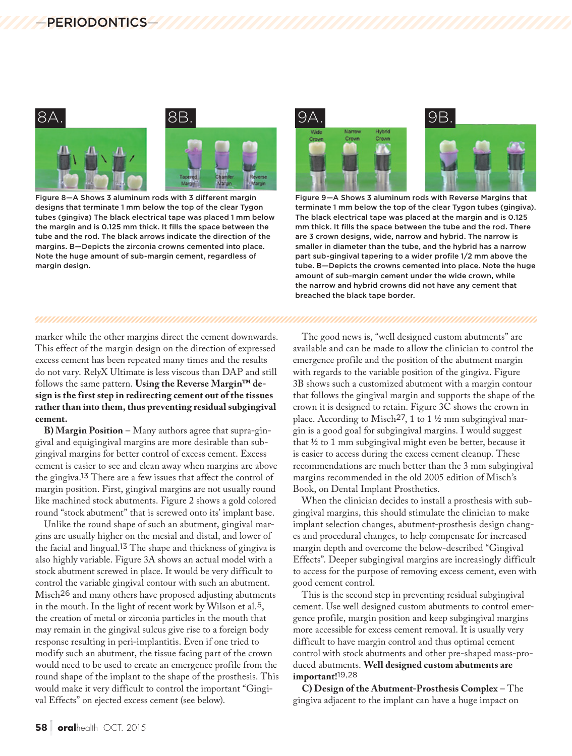Figure 8—A Shows 3 aluminum rods with 3 different margin designs that terminate 1 mm below the top of the clear Tygon tubes (gingiva) The black electrical tape was placed 1 mm below the margin and is 0.125 mm thick. It fills the space between the tube and the rod. The black arrows indicate the direction of the margins. B—Depicts the zirconia crowns cemented into place. Note the huge amount of sub-margin cement, regardless of margin design.

Figure 9—A Shows 3 aluminum rods with Reverse Margins that terminate 1 mm below the top of the clear Tygon tubes (gingiva). The black electrical tape was placed at the margin and is 0.125 mm thick. It fills the space between the tube and the rod. There are 3 crown designs, wide, narrow and hybrid. The narrow is smaller in diameter than the tube, and the hybrid has a narrow part sub-gingival tapering to a wider profile 1/2 mm above the tube. B—Depicts the crowns cemented into place. Note the huge amount of sub-margin cement under the wide crown, while the narrow and hybrid crowns did not have any cement that breached the black tape border.

marker while the other margins direct the cement downwards. This effect of the margin design on the direction of expressed excess cement has been repeated many times and the results do not vary. RelyX Ultimate is less viscous than DAP and still follows the same pattern. **Using the Reverse Margin™ design is the first step in redirecting cement out of the tissues rather than into them, thus preventing residual subgingival cement.**

**B) Margin Position** – Many authors agree that supra-gingival and equigingival margins are more desirable than subgingival margins for better control of excess cement. Excess cement is easier to see and clean away when margins are above the gingiva.[13] There are a few issues that affect the control of margin position. First, gingival margins are not usually round like machined stock abutments. Figure 2 shows a gold colored round "stock abutment" that is screwed onto its' implant base.

Unlike the round shape of such an abutment, gingival margins are usually higher on the mesial and distal, and lower of the facial and lingual.[13] The shape and thickness of gingiva is also highly variable. Figure 3A shows an actual model with a stock abutment screwed in place. It would be very difficult to control the variable gingival contour with such an abutment. Misch[26] and many others have proposed adjusting abutments in the mouth. In the light of recent work by Wilson et al.[5], the creation of metal or zirconia particles in the mouth that may remain in the gingival sulcus give rise to a foreign body response resulting in peri-implantitis. Even if one tried to modify such an abutment, the tissue facing part of the crown would need to be used to create an emergence profile from the round shape of the implant to the shape of the prosthesis. This would make it very difficult to control the important "Gingival Effects" on ejected excess cement (see below).

The good news is, "well designed custom abutments" are available and can be made to allow the clinician to control the emergence profile and the position of the abutment margin with regards to the variable position of the gingiva. Figure 3B shows such a customized abutment with a margin contour that follows the gingival margin and supports the shape of the crown it is designed to retain. Figure 3C shows the crown in place. According to Misch[27], 1 to 1 ½ mm subgingival margin is a good goal for subgingival margins. I would suggest that ½ to 1 mm subgingival might even be better, because it is easier to access during the excess cement cleanup. These recommendations are much better than the 3 mm subgingival margins recommended in the old 2005 edition of Misch's Book, on Dental Implant Prosthetics.

When the clinician decides to install a prosthesis with subgingival margins, this should stimulate the clinician to make implant selection changes, abutment-prosthesis design changes and procedural changes, to help compensate for increased margin depth and overcome the below-described "Gingival Effects". Deeper subgingival margins are increasingly difficult to access for the purpose of removing excess cement, even with good cement control.

This is the second step in preventing residual subgingival cement. Use well designed custom abutments to control emergence profile, margin position and keep subgingival margins more accessible for excess cement removal. It is usually very difficult to have margin control and thus optimal cement control with stock abutments and other pre-shaped mass-produced abutments. **Well designed custom abutments are important!**[19,28]

**C) Design of the Abutment-Prosthesis Complex** – The gingiva adjacent to the implant can have a huge impact on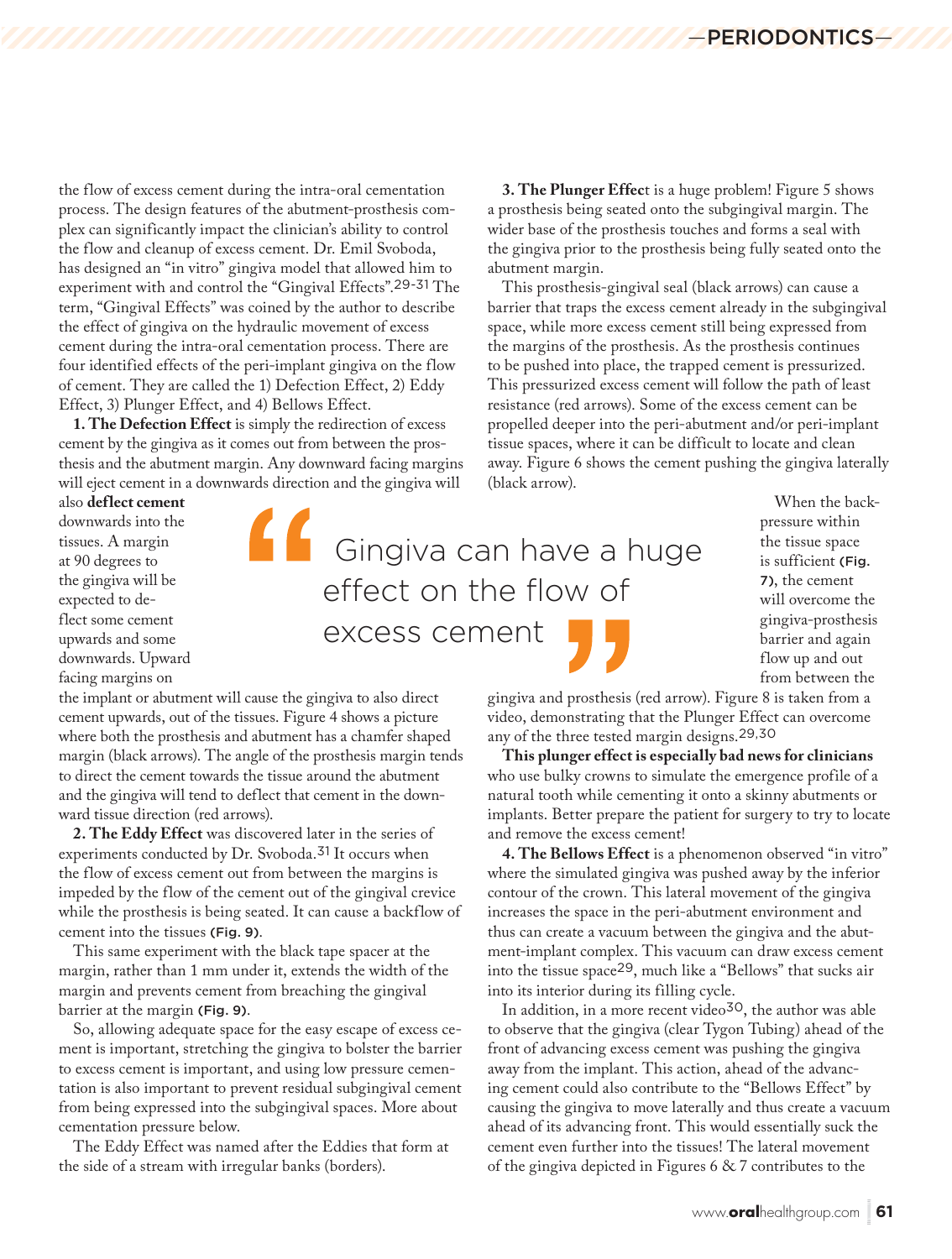the flow of excess cement during the intra-oral cementation process. The design features of the abutment-prosthesis complex can significantly impact the clinician's ability to control the flow and cleanup of excess cement. Dr. Emil Svoboda, has designed an "in vitro" gingiva model that allowed him to experiment with and control the "Gingival Effects".[29-31] The term, "Gingival Effects" was coined by the author to describe the effect of gingiva on the hydraulic movement of excess cement during the intra-oral cementation process. There are four identified effects of the peri-implant gingiva on the flow of cement. They are called the 1) Defection Effect, 2) Eddy Effect, 3) Plunger Effect, and 4) Bellows Effect.

**1. The Defection Effect** is simply the redirection of excess cement by the gingiva as it comes out from between the prosthesis and the abutment margin. Any downward facing margins will eject cement in a downwards direction and the gingiva will also **deflect cement** downwards into the tissues. A margin at 90 degrees to the gingiva will be expected to deflect some cement upwards and some downwards. Upward facing margins on the implant or abutment will cause the gingiva to also direct cement upwards, out of the tissues. Figure 4 shows a picture where both the prosthesis and abutment has a chamfer shaped margin (black arrows). The angle of the prosthesis margin tends to direct the cement towards the tissue around the abutment and the gingiva will tend to deflect that cement in the downward tissue direction (red arrows).

> "Gingiva can have a huge effect on the flow of excess cement"

**2. The Eddy Effect** was discovered later in the series of experiments conducted by Dr. Svoboda.[31] It occurs when the flow of excess cement out from between the margins is impeded by the flow of the cement out of the gingival crevice while the prosthesis is being seated. It can cause a backflow of cement into the tissues (Fig. 9).

This same experiment with the black tape spacer at the margin, rather than 1 mm under it, extends the width of the margin and prevents cement from breaching the gingival barrier at the margin (Fig. 9).

So, allowing adequate space for the easy escape of excess cement is important, stretching the gingiva to bolster the barrier to excess cement is important, and using low pressure cementation is also important to prevent residual subgingival cement from being expressed into the subgingival spaces. More about cementation pressure below.

The Eddy Effect was named after the Eddies that form at the side of a stream with irregular banks (borders).

**3. The Plunger Effect** is a huge problem! Figure 5 shows a prosthesis being seated onto the subgingival margin. The wider base of the prosthesis touches and forms a seal with the gingiva prior to the prosthesis being fully seated onto the abutment margin.

This prosthesis-gingival seal (black arrows) can cause a barrier that traps the excess cement already in the subgingival space, while more excess cement still being expressed from the margins of the prosthesis. As the prosthesis continues to be pushed into place, the trapped cement is pressurized. This pressurized excess cement will follow the path of least resistance (red arrows). Some of the excess cement can be propelled deeper into the peri-abutment and/or peri-implant tissue spaces, where it can be difficult to locate and clean away. Figure 6 shows the cement pushing the gingiva laterally (black arrow).

When the back-pressure within the tissue space is sufficient (Fig. 7), the cement will overcome the gingiva-prosthesis barrier and again flow up and out from between the gingiva and prosthesis (red arrow). Figure 8 is taken from a video, demonstrating that the Plunger Effect can overcome any of the three tested margin designs.[29,30]

**This plunger effect is especially bad news for clinicians** who use bulky crowns to simulate the emergence profile of a natural tooth while cementing it onto a skinny abutments or implants. Better prepare the patient for surgery to try to locate and remove the excess cement!

**4. The Bellows Effect** is a phenomenon observed "in vitro" where the simulated gingiva was pushed away by the inferior contour of the crown. This lateral movement of the gingiva increases the space in the peri-abutment environment and thus can create a vacuum between the gingiva and the abutment-implant complex. This vacuum can draw excess cement into the tissue space[29], much like a "Bellows" that sucks air into its interior during its filling cycle.

In addition, in a more recent video[30], the author was able to observe that the gingiva (clear Tygon Tubing) ahead of the front of advancing excess cement was pushing the gingiva away from the implant. This action, ahead of the advancing cement could also contribute to the "Bellows Effect" by causing the gingiva to move laterally and thus create a vacuum ahead of its advancing front. This would essentially suck the cement even further into the tissues! The lateral movement of the gingiva depicted in Figures 6 & 7 contributes to the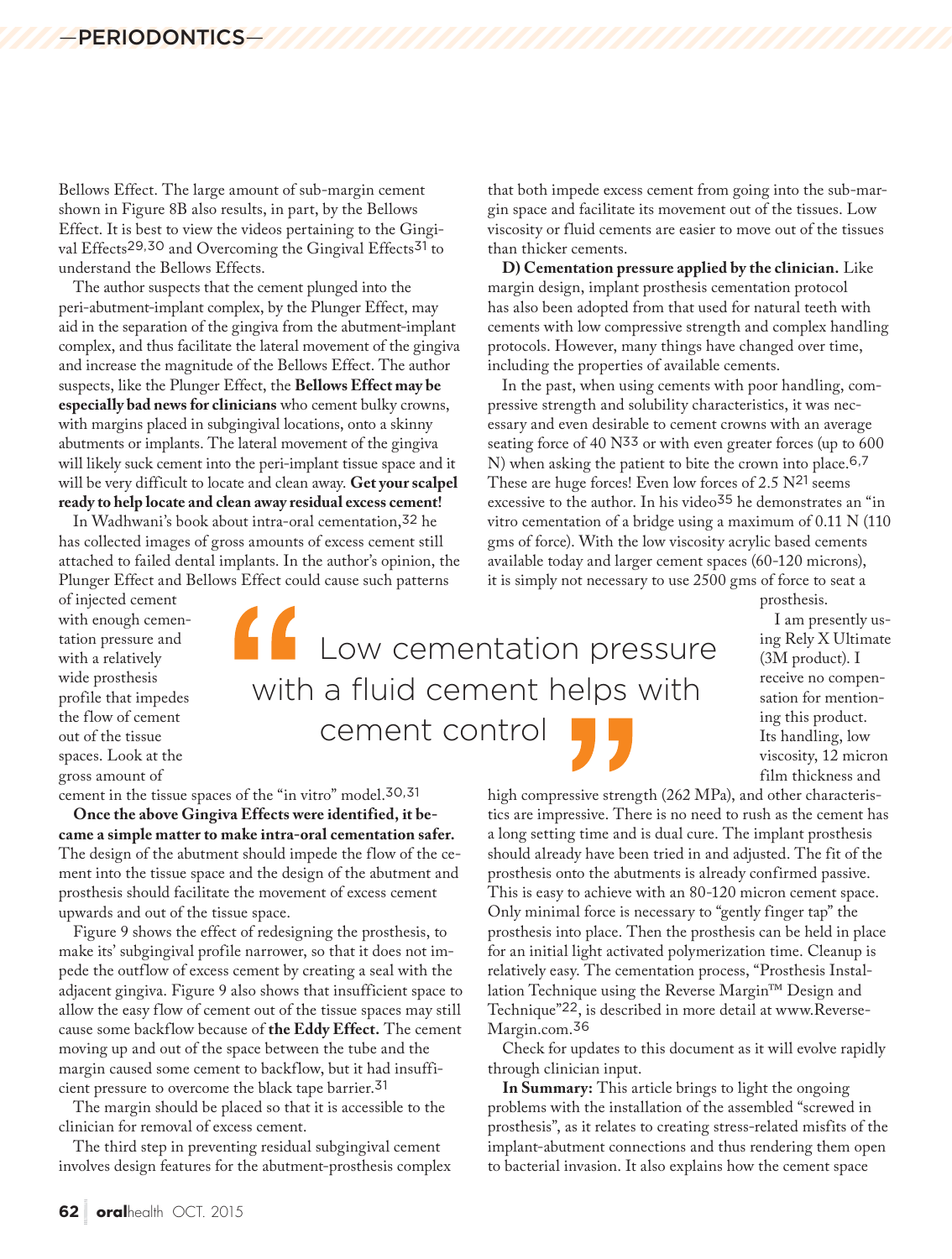Bellows Effect. The large amount of sub-margin cement shown in Figure 8B also results, in part, by the Bellows Effect. It is best to view the videos pertaining to the Gingival Effects[29,30] and Overcoming the Gingival Effects[31] to understand the Bellows Effects.

The author suspects that the cement plunged into the peri-abutment-implant complex, by the Plunger Effect, may aid in the separation of the gingiva from the abutment-implant complex, and thus facilitate the lateral movement of the gingiva and increase the magnitude of the Bellows Effect. The author suspects, like the Plunger Effect, the **Bellows Effect may be especially bad news for clinicians** who cement bulky crowns, with margins placed in subgingival locations, onto a skinny abutments or implants. The lateral movement of the gingiva will likely suck cement into the peri-implant tissue space and it will be very difficult to locate and clean away. **Get your scalpel ready to help locate and clean away residual excess cement!**

In Wadhwani's book about intra-oral cementation,[32] he has collected images of gross amounts of excess cement still attached to failed dental implants. In the author's opinion, the Plunger Effect and Bellows Effect could cause such patterns of injected cement with enough cementation pressure and with a relatively wide prosthesis profile that impedes the flow of cement out of the tissue spaces. Look at the gross amount of cement in the tissue spaces of the "in vitro" model.[30,31]

**Once the above Gingiva Effects were identified, it became a simple matter to make intra-oral cementation safer.** The design of the abutment should impede the flow of the cement into the tissue space and the design of the abutment and prosthesis should facilitate the movement of excess cement upwards and out of the tissue space.

Figure 9 shows the effect of redesigning the prosthesis, to make its' subgingival profile narrower, so that it does not impede the outflow of excess cement by creating a seal with the adjacent gingiva. Figure 9 also shows that insufficient space to allow the easy flow of cement out of the tissue spaces may still cause some backflow because of **the Eddy Effect.** The cement moving up and out of the space between the tube and the margin caused some cement to backflow, but it had insufficient pressure to overcome the black tape barrier.[31]

The margin should be placed so that it is accessible to the clinician for removal of excess cement.

The third step in preventing residual subgingival cement involves design features for the abutment-prosthesis complex that both impede excess cement from going into the sub-margin space and facilitate its movement out of the tissues. Low viscosity or fluid cements are easier to move out of the tissues than thicker cements.

**D) Cementation pressure applied by the clinician.** Like margin design, implant prosthesis cementation protocol has also been adopted from that used for natural teeth with cements with low compressive strength and complex handling protocols. However, many things have changed over time, including the properties of available cements.

In the past, when using cements with poor handling, compressive strength and solubility characteristics, it was necessary and even desirable to cement crowns with an average seating force of 40 N[33] or with even greater forces (up to 600 N) when asking the patient to bite the crown into place.[6,7] These are huge forces! Even low forces of 2.5 N[21] seems excessive to the author. In his video[35] he demonstrates an "in vitro cementation of a bridge using a maximum of 0.11 N (110 gms of force). With the low viscosity acrylic based cements available today and larger cement spaces (60-120 microns), it is simply not necessary to use 2500 gms of force to seat a prosthesis.

> Low cementation pressure with a fluid cement helps with cement control

I am presently using Rely X Ultimate (3M product). I receive no compensation for mentioning this product. Its handling, low viscosity, 12 micron film thickness and high compressive strength (262 MPa), and other characteristics are impressive. There is no need to rush as the cement has a long setting time and is dual cure. The implant prosthesis should already have been tried in and adjusted. The fit of the prosthesis onto the abutments is already confirmed passive. This is easy to achieve with an 80-120 micron cement space. Only minimal force is necessary to "gently finger tap" the prosthesis into place. Then the prosthesis can be held in place for an initial light activated polymerization time. Cleanup is relatively easy. The cementation process, "Prosthesis Installation Technique using the Reverse Margin™ Design and Technique"[22], is described in more detail at www.Reverse-Margin.com.[36]

Check for updates to this document as it will evolve rapidly through clinician input.

**In Summary:** This article brings to light the ongoing problems with the installation of the assembled "screwed in prosthesis", as it relates to creating stress-related misfits of the implant-abutment connections and thus rendering them open to bacterial invasion. It also explains how the cement space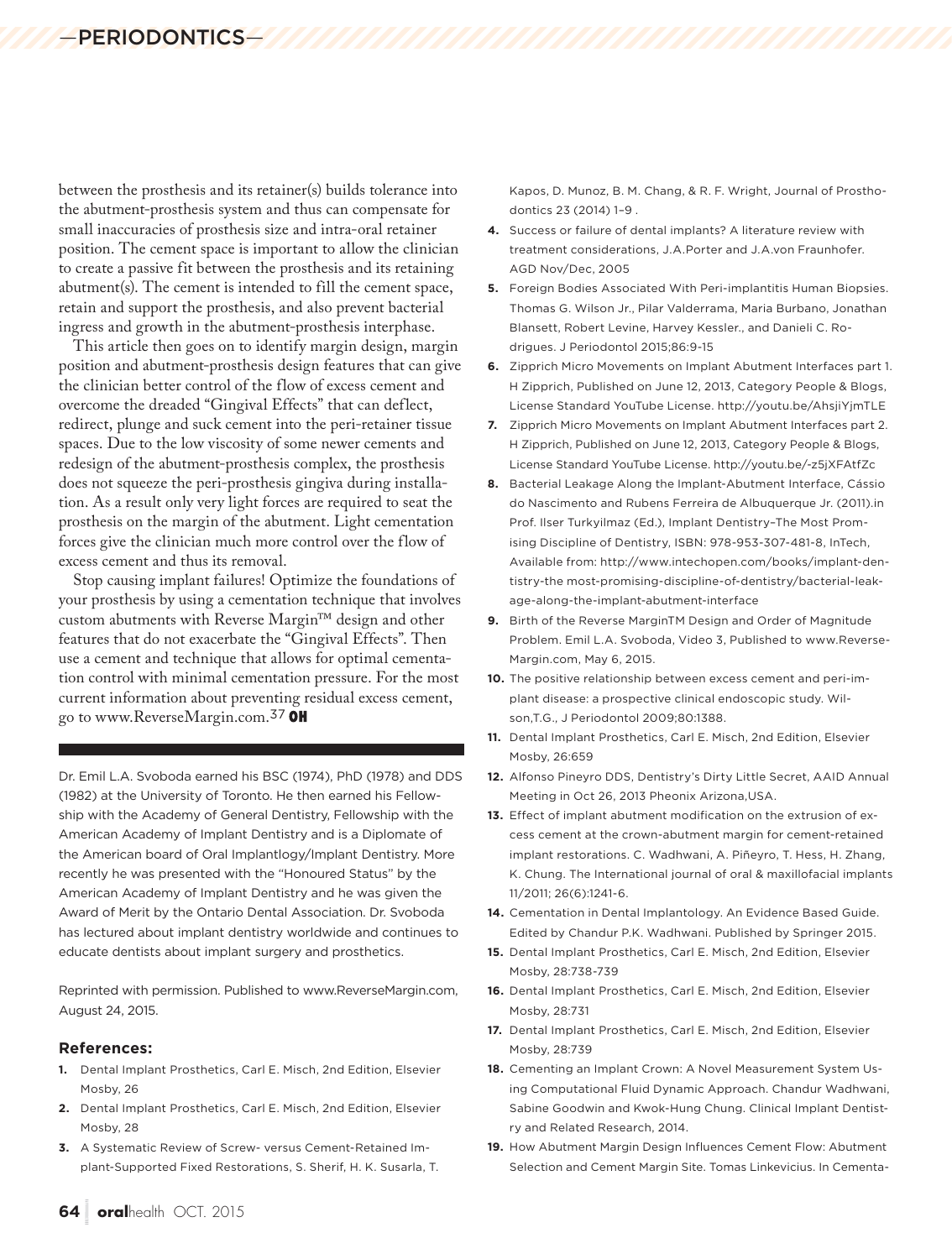between the prosthesis and its retainer(s) builds tolerance into the abutment-prosthesis system and thus can compensate for small inaccuracies of prosthesis size and intra-oral retainer position. The cement space is important to allow the clinician to create a passive fit between the prosthesis and its retaining abutment(s). The cement is intended to fill the cement space, retain and support the prosthesis, and also prevent bacterial ingress and growth in the abutment-prosthesis interphase.

This article then goes on to identify margin design, margin position and abutment-prosthesis design features that can give the clinician better control of the flow of excess cement and overcome the dreaded "Gingival Effects" that can deflect, redirect, plunge and suck cement into the peri-retainer tissue spaces. Due to the low viscosity of some newer cements and redesign of the abutment-prosthesis complex, the prosthesis does not squeeze the peri-prosthesis gingiva during installation. As a result only very light forces are required to seat the prosthesis on the margin of the abutment. Light cementation forces give the clinician much more control over the flow of excess cement and thus its removal.

Stop causing implant failures! Optimize the foundations of your prosthesis by using a cementation technique that involves custom abutments with Reverse Margin™ design and other features that do not exacerbate the "Gingival Effects". Then use a cement and technique that allows for optimal cementation control with minimal cementation pressure. For the most current information about preventing residual excess cement, go to www.ReverseMargin.com.[37] **OH**

---

Dr. Emil L.A. Svoboda earned his BSC (1974), PhD (1978) and DDS (1982) at the University of Toronto. He then earned his Fellowship with the Academy of General Dentistry, Fellowship with the American Academy of Implant Dentistry and is a Diplomate of the American board of Oral Implantlogy/Implant Dentistry. More recently he was presented with the "Honoured Status" by the American Academy of Implant Dentistry and he was given the Award of Merit by the Ontario Dental Association. Dr. Svoboda has lectured about implant dentistry worldwide and continues to educate dentists about implant surgery and prosthetics.

Reprinted with permission. Published to www.ReverseMargin.com, August 24, 2015.

### References:

1. Dental Implant Prosthetics, Carl E. Misch, 2nd Edition, Elsevier Mosby, 26
2. Dental Implant Prosthetics, Carl E. Misch, 2nd Edition, Elsevier Mosby, 28
3. A Systematic Review of Screw- versus Cement-Retained Implant-Supported Fixed Restorations, S. Sherif, H. K. Susarla, T. Kapos, D. Munoz, B. M. Chang, & R. F. Wright, Journal of Prosthodontics 23 (2014) 1–9 .
4. Success or failure of dental implants? A literature review with treatment considerations, J.A.Porter and J.A.von Fraunhofer. AGD Nov/Dec, 2005
5. Foreign Bodies Associated With Peri-implantitis Human Biopsies. Thomas G. Wilson Jr., Pilar Valderrama, Maria Burbano, Jonathan Blansett, Robert Levine, Harvey Kessler., and Danieli C. Rodrigues. J Periodontol 2015;86:9-15
6. Zipprich Micro Movements on Implant Abutment Interfaces part 1. H Zipprich, Published on June 12, 2013, Category People & Blogs, License Standard YouTube License. http://youtu.be/AhsjiYjmTLE
7. Zipprich Micro Movements on Implant Abutment Interfaces part 2. H Zipprich, Published on June 12, 2013, Category People & Blogs, License Standard YouTube License. http://youtu.be/-z5jXFAtfZc
8. Bacterial Leakage Along the Implant-Abutment Interface, Cássio do Nascimento and Rubens Ferreira de Albuquerque Jr. (2011).in Prof. Ilser Turkyilmaz (Ed.), Implant Dentistry–The Most Promising Discipline of Dentistry, ISBN: 978-953-307-481-8, InTech, Available from: http://www.intechopen.com/books/implant-dentistry-the-most-promising-discipline-of-dentistry/bacterial-leakage-along-the-implant-abutment-interface
9. Birth of the Reverse MarginTM Design and Order of Magnitude Problem. Emil L.A. Svoboda, Video 3, Published to www.Reverse-Margin.com, May 6, 2015.
10. The positive relationship between excess cement and peri-implant disease: a prospective clinical endoscopic study. Wilson,T.G., J Periodontol 2009;80:1388.
11. Dental Implant Prosthetics, Carl E. Misch, 2nd Edition, Elsevier Mosby, 26:659
12. Alfonso Pineyro DDS, Dentistry's Dirty Little Secret, AAID Annual Meeting in Oct 26, 2013 Pheonix Arizona,USA.
13. Effect of implant abutment modification on the extrusion of excess cement at the crown-abutment margin for cement-retained implant restorations. C. Wadhwani, A. Piñeyro, T. Hess, H. Zhang, K. Chung. The International journal of oral & maxillofacial implants 11/2011; 26(6):1241-6.
14. Cementation in Dental Implantology. An Evidence Based Guide. Edited by Chandur P.K. Wadhwani. Published by Springer 2015.
15. Dental Implant Prosthetics, Carl E. Misch, 2nd Edition, Elsevier Mosby, 28:738-739
16. Dental Implant Prosthetics, Carl E. Misch, 2nd Edition, Elsevier Mosby, 28:731
17. Dental Implant Prosthetics, Carl E. Misch, 2nd Edition, Elsevier Mosby, 28:739
18. Cementing an Implant Crown: A Novel Measurement System Using Computational Fluid Dynamic Approach. Chandur Wadhwani, Sabine Goodwin and Kwok-Hung Chung. Clinical Implant Dentistry and Related Research, 2014.
19. How Abutment Margin Design Influences Cement Flow: Abutment Selection and Cement Margin Site. Tomas Linkevicius. In Cementa-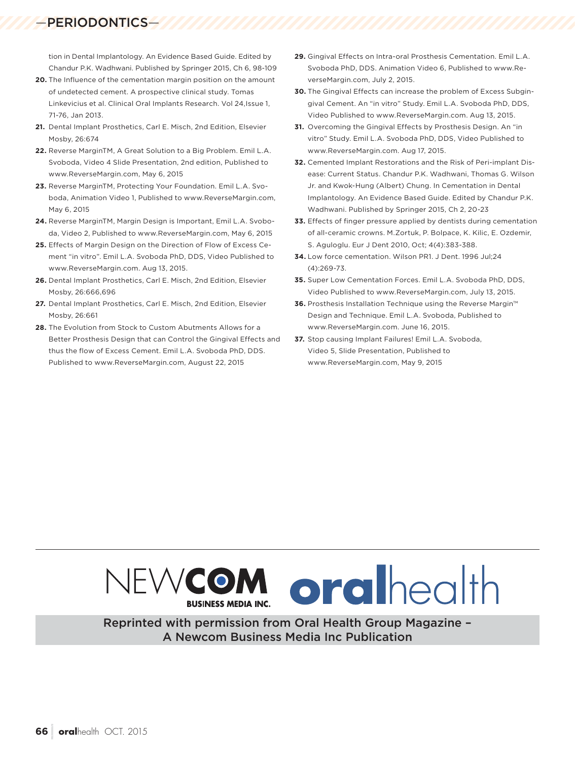tion in Dental Implantology. An Evidence Based Guide. Edited by Chandur P.K. Wadhwani. Published by Springer 2015, Ch 6, 98-109

20. The Influence of the cementation margin position on the amount of undetected cement. A prospective clinical study. Tomas Linkevicius et al. Clinical Oral Implants Research. Vol 24,Issue 1, 71-76, Jan 2013.
21. Dental Implant Prosthetics, Carl E. Misch, 2nd Edition, Elsevier Mosby, 26:674
22. Reverse MarginTM, A Great Solution to a Big Problem. Emil L.A. Svoboda, Video 4 Slide Presentation, 2nd edition, Published to www.ReverseMargin.com, May 6, 2015
23. Reverse MarginTM, Protecting Your Foundation. Emil L.A. Svoboda, Animation Video 1, Published to www.ReverseMargin.com, May 6, 2015
24. Reverse MarginTM, Margin Design is Important, Emil L.A. Svoboda, Video 2, Published to www.ReverseMargin.com, May 6, 2015
25. Effects of Margin Design on the Direction of Flow of Excess Cement "in vitro". Emil L.A. Svoboda PhD, DDS, Video Published to www.ReverseMargin.com. Aug 13, 2015.
26. Dental Implant Prosthetics, Carl E. Misch, 2nd Edition, Elsevier Mosby, 26:666,696
27. Dental Implant Prosthetics, Carl E. Misch, 2nd Edition, Elsevier Mosby, 26:661
28. The Evolution from Stock to Custom Abutments Allows for a Better Prosthesis Design that can Control the Gingival Effects and thus the flow of Excess Cement. Emil L.A. Svoboda PhD, DDS. Published to www.ReverseMargin.com, August 22, 2015
29. Gingival Effects on Intra-oral Prosthesis Cementation. Emil L.A. Svoboda PhD, DDS. Animation Video 6, Published to www.ReverseMargin.com, July 2, 2015.
30. The Gingival Effects can increase the problem of Excess Subgingival Cement. An "in vitro" Study. Emil L.A. Svoboda PhD, DDS, Video Published to www.ReverseMargin.com. Aug 13, 2015.
31. Overcoming the Gingival Effects by Prosthesis Design. An "in vitro" Study. Emil L.A. Svoboda PhD, DDS, Video Published to www.ReverseMargin.com. Aug 17, 2015.
32. Cemented Implant Restorations and the Risk of Peri-implant Disease: Current Status. Chandur P.K. Wadhwani, Thomas G. Wilson Jr. and Kwok-Hung (Albert) Chung. In Cementation in Dental Implantology. An Evidence Based Guide. Edited by Chandur P.K. Wadhwani. Published by Springer 2015, Ch 2, 20-23
33. Effects of finger pressure applied by dentists during cementation of all-ceramic crowns. M.Zortuk, P. Bolpace, K. Kilic, E. Ozdemir, S. Aguloglu. Eur J Dent 2010, Oct; 4(4):383-388.
34. Low force cementation. Wilson PR1. J Dent. 1996 Jul;24 (4):269-73.
35. Super Low Cementation Forces. Emil L.A. Svoboda PhD, DDS, Video Published to www.ReverseMargin.com, July 13, 2015.
36. Prosthesis Installation Technique using the Reverse Margin™ Design and Technique. Emil L.A. Svoboda, Published to www.ReverseMargin.com. June 16, 2015.
37. Stop causing Implant Failures! Emil L.A. Svoboda, Video 5, Slide Presentation, Published to www.ReverseMargin.com, May 9, 2015

NEWCOM BUSINESS MEDIA INC. oralhealth

Reprinted with permission from Oral Health Group Magazine – A Newcom Business Media Inc Publication